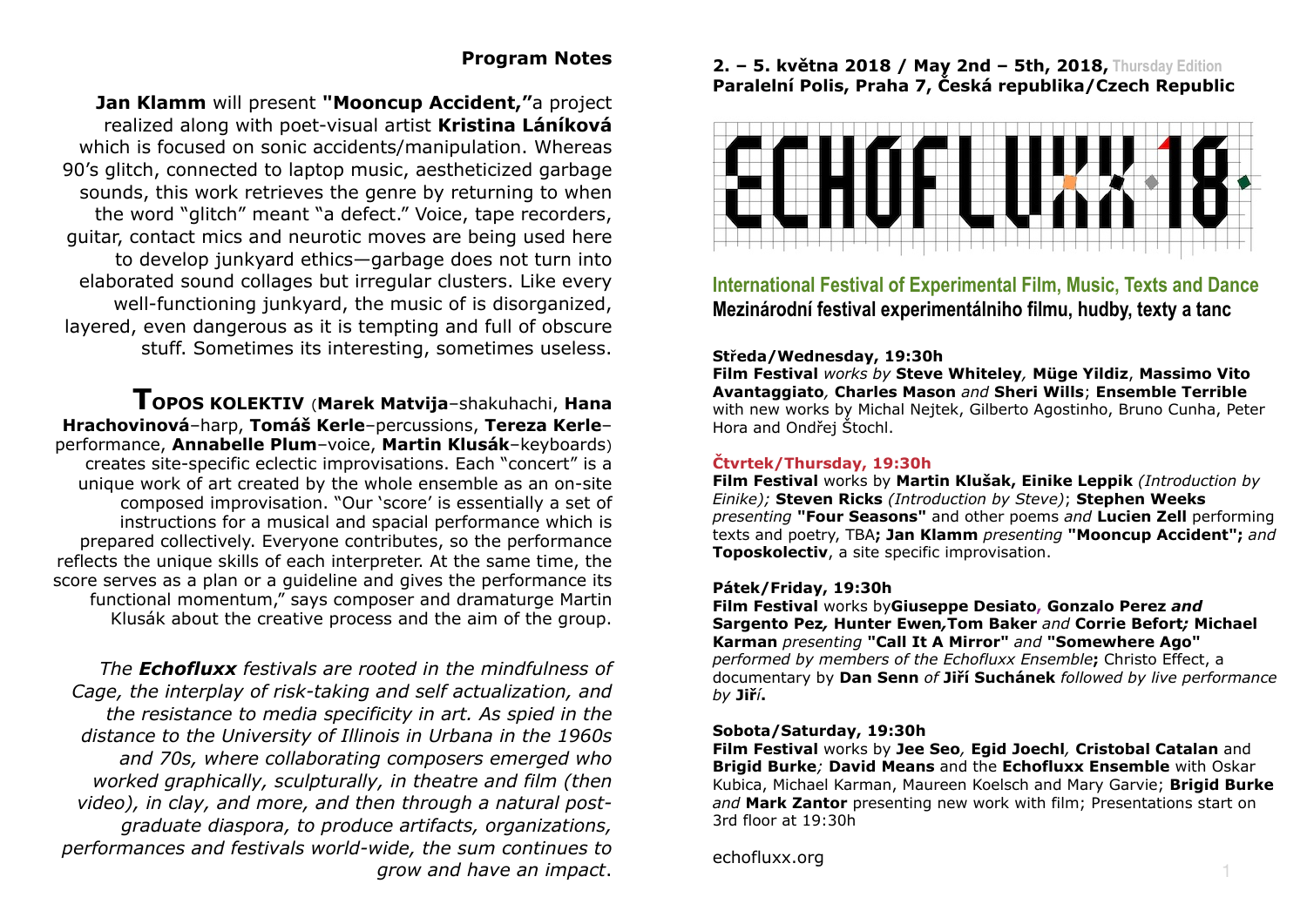## Program Notes

**Jan Klamm** will present **"Mooncup Accident,"**a project realized along with poet-visual artist **Kristina Láníková** which is focused on sonic accidents/manipulation. Whereas 90's glitch, connected to laptop music, aestheticized garbage sounds, this work retrieves the genre by returning to when the word "glitch" meant "a defect." Voice, tape recorders, guitar, contact mics and neurotic moves are being used here to develop junkyard ethics—garbage does not turn into elaborated sound collages but irregular clusters. Like every well-functioning junkyard, the music of is disorganized, layered, even dangerous as it is tempting and full of obscure stuff. Sometimes its interesting, sometimes useless.

**TOPOS KOLEKTIV** (**Marek Matvija**–shakuhachi, **Hana Hrachovinová**–harp, **Tomáš Kerle**–percussions, **Tereza Kerle**–performance, **Annabelle Plum**–voice, **Martin Klusák**–keyboards) creates site-specific eclectic improvisations. Each "concert" is a unique work of art created by the whole ensemble as an on-site composed improvisation. "Our 'score' is essentially a set of instructions for a musical and spacial performance which is prepared collectively. Everyone contributes, so the performance reflects the unique skills of each interpreter. At the same time, the score serves as a plan or a guideline and gives the performance its functional momentum," says composer and dramaturge Martin Klusák about the creative process and the aim of the group.

*The **Echofluxx** festivals are rooted in the mindfulness of Cage, the interplay of risk-taking and self actualization, and the resistance to media specificity in art. As spied in the distance to the University of Illinois in Urbana in the 1960s and 70s, where collaborating composers emerged who worked graphically, sculpturally, in theatre and film (then video), in clay, and more, and then through a natural post-graduate diaspora, to produce artifacts, organizations, performances and festivals world-wide, the sum continues to grow and have an impact*.

**2. – 5. května 2018 / May 2nd – 5th, 2018,** Thursday Edition
**Paralelní Polis, Praha 7, Česká republika/Czech Republic**

# ECHOFLUXX 18

## International Festival of Experimental Film, Music, Texts and Dance
## Mezinárodní festival experimentálniho filmu, hudby, texty a tanc

**Středa/Wednesday, 19:30h**
**Film Festival** *works by* **Steve Whiteley***,* **Müge Yildiz**, **Massimo Vito Avantaggiato***,* **Charles Mason** *and* **Sheri Wills**; **Ensemble Terrible** with new works by Michal Nejtek, Gilberto Agostinho, Bruno Cunha, Peter Hora and Ondřej Štochl.

**Čtvrtek/Thursday, 19:30h**
**Film Festival** works by **Martin Klušak, Einike Leppik** *(Introduction by Einike);* **Steven Ricks** *(Introduction by Steve)*; **Stephen Weeks** *presenting* **"Four Seasons"** and other poems *and* **Lucien Zell** performing texts and poetry, TBA**; Jan Klamm** *presenting* **"Mooncup Accident";** *and* **Toposkolectiv**, a site specific improvisation.

**Pátek/Friday, 19:30h**
**Film Festival** works by**Giuseppe Desiato, Gonzalo Perez** ***and*** **Sargento Pez***,* **Hunter Ewen***,***Tom Baker** *and* **Corrie Befort***;* **Michael Karman** *presenting* **"Call It A Mirror"** *and* **"Somewhere Ago"** *performed by members of the Echofluxx Ensemble***;** Christo Effect, a documentary by **Dan Senn** *of* **Jiří Suchánek** *followed by live performance by* **Jiří.**

**Sobota/Saturday, 19:30h**
**Film Festival** works by **Jee Seo***,* **Egid Joechl***,* **Cristobal Catalan** and **Brigid Burke***;* **David Means** and the **Echofluxx Ensemble** with Oskar Kubica, Michael Karman, Maureen Koelsch and Mary Garvie; **Brigid Burke** *and* **Mark Zantor** presenting new work with film; Presentations start on 3rd floor at 19:30h

echofluxx.org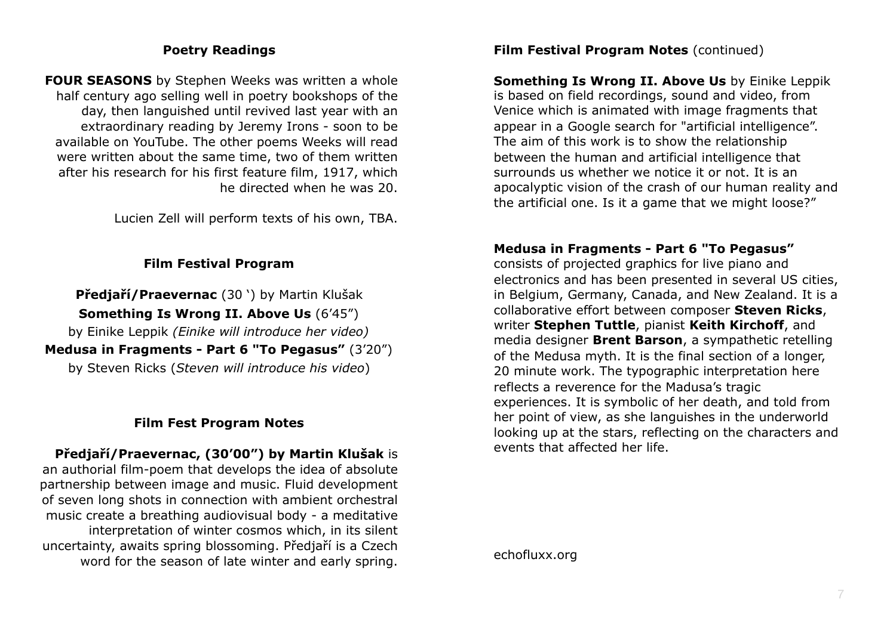### Poetry Readings

**FOUR SEASONS** by Stephen Weeks was written a whole half century ago selling well in poetry bookshops of the day, then languished until revived last year with an extraordinary reading by Jeremy Irons - soon to be available on YouTube. The other poems Weeks will read were written about the same time, two of them written after his research for his first feature film, 1917, which he directed when he was 20.

Lucien Zell will perform texts of his own, TBA.

### Film Festival Program

**Předjaří/Praevernac** (30 ') by Martin Klušak

**Something Is Wrong II. Above Us** (6'45")
by Einike Leppik *(Einike will introduce her video)*

**Medusa in Fragments - Part 6 "To Pegasus"** (3'20")
by Steven Ricks (*Steven will introduce his video*)

### Film Fest Program Notes

**Předjaří/Praevernac, (30'00") by Martin Klušak** is an authorial film-poem that develops the idea of absolute partnership between image and music. Fluid development of seven long shots in connection with ambient orchestral music create a breathing audiovisual body - a meditative interpretation of winter cosmos which, in its silent uncertainty, awaits spring blossoming. Předjaří is a Czech word for the season of late winter and early spring.

**Film Festival Program Notes** (continued)

**Something Is Wrong II. Above Us** by Einike Leppik is based on field recordings, sound and video, from Venice which is animated with image fragments that appear in a Google search for "artificial intelligence". The aim of this work is to show the relationship between the human and artificial intelligence that surrounds us whether we notice it or not. It is an apocalyptic vision of the crash of our human reality and the artificial one. Is it a game that we might loose?"

**Medusa in Fragments - Part 6 "To Pegasus"** consists of projected graphics for live piano and electronics and has been presented in several US cities, in Belgium, Germany, Canada, and New Zealand. It is a collaborative effort between composer **Steven Ricks**, writer **Stephen Tuttle**, pianist **Keith Kirchoff**, and media designer **Brent Barson**, a sympathetic retelling of the Medusa myth. It is the final section of a longer, 20 minute work. The typographic interpretation here reflects a reverence for the Madusa's tragic experiences. It is symbolic of her death, and told from her point of view, as she languishes in the underworld looking up at the stars, reflecting on the characters and events that affected her life.

echofluxx.org